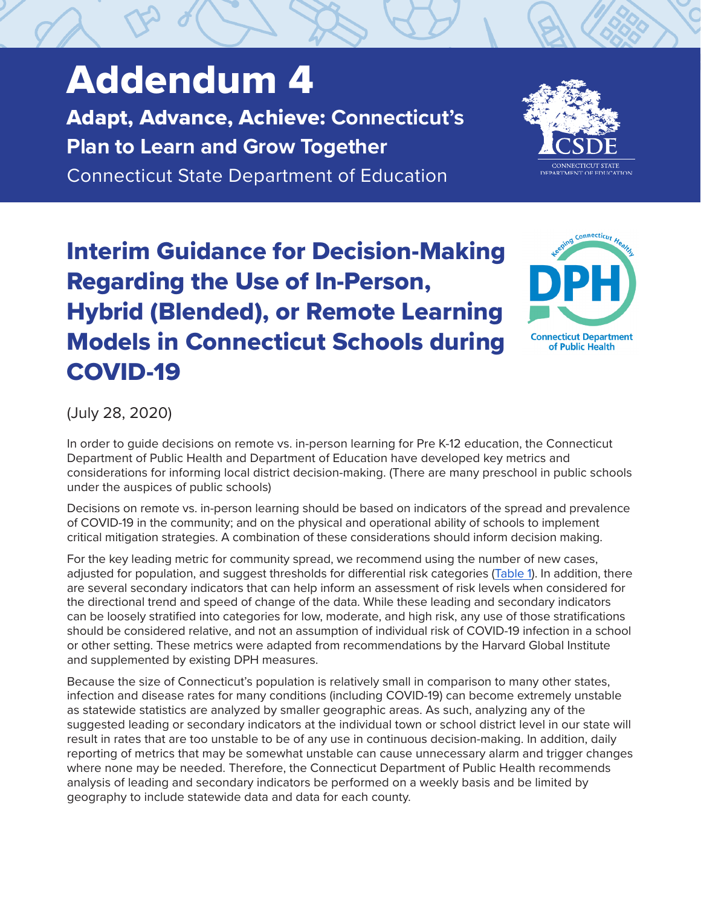# Addendum 4

## Adapt, Advance, Achieve: Connecticut's Plan to Learn and Grow Together

Connecticut State Department of Education

# Interim Guidance for Decision-Making Regarding the Use of In-Person, Hybrid (Blended), or Remote Learning Models in Connecticut Schools during COVID-19

(July 28, 2020)

In order to guide decisions on remote vs. in-person learning for Pre K-12 education, the Connecticut Department of Public Health and Department of Education have developed key metrics and considerations for informing local district decision-making. (There are many preschool in public schools under the auspices of public schools)

Decisions on remote vs. in-person learning should be based on indicators of the spread and prevalence of COVID-19 in the community; and on the physical and operational ability of schools to implement critical mitigation strategies. A combination of these considerations should inform decision making.

For the key leading metric for community spread, we recommend using the number of new cases, adjusted for population, and suggest thresholds for differential risk categories (Table 1). In addition, there are several secondary indicators that can help inform an assessment of risk levels when considered for the directional trend and speed of change of the data. While these leading and secondary indicators can be loosely stratified into categories for low, moderate, and high risk, any use of those stratifications should be considered relative, and not an assumption of individual risk of COVID-19 infection in a school or other setting. These metrics were adapted from recommendations by the Harvard Global Institute and supplemented by existing DPH measures.

Because the size of Connecticut's population is relatively small in comparison to many other states, infection and disease rates for many conditions (including COVID-19) can become extremely unstable as statewide statistics are analyzed by smaller geographic areas. As such, analyzing any of the suggested leading or secondary indicators at the individual town or school district level in our state will result in rates that are too unstable to be of any use in continuous decision-making. In addition, daily reporting of metrics that may be somewhat unstable can cause unnecessary alarm and trigger changes where none may be needed. Therefore, the Connecticut Department of Public Health recommends analysis of leading and secondary indicators be performed on a weekly basis and be limited by geography to include statewide data and data for each county.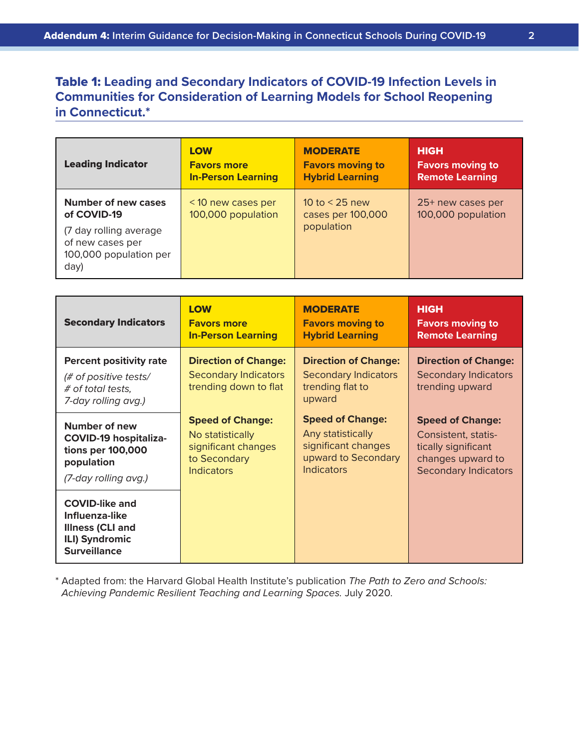### Table 1: Leading and Secondary Indicators of COVID-19 Infection Levels in Communities for Consideration of Learning Models for School Reopening in Connecticut.*

| Leading Indicator | **LOW** Favors more In-Person Learning | **MODERATE** Favors moving to Hybrid Learning | **HIGH** Favors moving to Remote Learning |
|---|---|---|---|
| **Number of new cases of COVID-19** (7 day rolling average of new cases per 100,000 population per day) | < 10 new cases per 100,000 population | 10 to < 25 new cases per 100,000 population | 25+ new cases per 100,000 population |

| Secondary Indicators | **LOW** Favors more In-Person Learning | **MODERATE** Favors moving to Hybrid Learning | **HIGH** Favors moving to Remote Learning |
|---|---|---|---|
| **Percent positivity rate** *(# of positive tests/ # of total tests, 7-day rolling avg.)* | **Direction of Change:** Secondary Indicators trending down to flat | **Direction of Change:** Secondary Indicators trending flat to upward | **Direction of Change:** Secondary Indicators trending upward |
| **Number of new COVID-19 hospitalizations per 100,000 population** *(7-day rolling avg.)* | **Speed of Change:** No statistically significant changes to Secondary Indicators | **Speed of Change:** Any statistically significant changes upward to Secondary Indicators | **Speed of Change:** Consistent, statistically significant changes upward to Secondary Indicators |
| **COVID-like and Influenza-like Illness (CLI and ILI) Syndromic Surveillance** | | | |

\* Adapted from: the Harvard Global Health Institute's publication *The Path to Zero and Schools: Achieving Pandemic Resilient Teaching and Learning Spaces.* July 2020.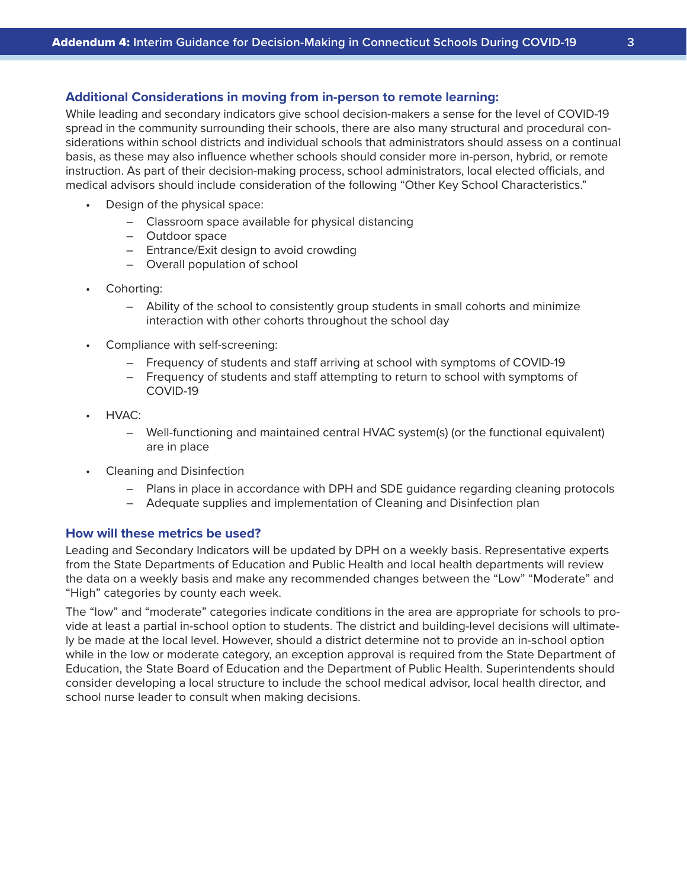### Additional Considerations in moving from in-person to remote learning:

While leading and secondary indicators give school decision-makers a sense for the level of COVID-19 spread in the community surrounding their schools, there are also many structural and procedural considerations within school districts and individual schools that administrators should assess on a continual basis, as these may also influence whether schools should consider more in-person, hybrid, or remote instruction. As part of their decision-making process, school administrators, local elected officials, and medical advisors should include consideration of the following "Other Key School Characteristics."

- Design of the physical space:
  - Classroom space available for physical distancing
  - Outdoor space
  - Entrance/Exit design to avoid crowding
  - Overall population of school
- Cohorting:
  - Ability of the school to consistently group students in small cohorts and minimize interaction with other cohorts throughout the school day
- Compliance with self-screening:
  - Frequency of students and staff arriving at school with symptoms of COVID-19
  - Frequency of students and staff attempting to return to school with symptoms of COVID-19
- HVAC:
  - Well-functioning and maintained central HVAC system(s) (or the functional equivalent) are in place
- Cleaning and Disinfection
  - Plans in place in accordance with DPH and SDE guidance regarding cleaning protocols
  - Adequate supplies and implementation of Cleaning and Disinfection plan

### How will these metrics be used?

Leading and Secondary Indicators will be updated by DPH on a weekly basis. Representative experts from the State Departments of Education and Public Health and local health departments will review the data on a weekly basis and make any recommended changes between the "Low" "Moderate" and "High" categories by county each week.

The "low" and "moderate" categories indicate conditions in the area are appropriate for schools to provide at least a partial in-school option to students. The district and building-level decisions will ultimately be made at the local level. However, should a district determine not to provide an in-school option while in the low or moderate category, an exception approval is required from the State Department of Education, the State Board of Education and the Department of Public Health. Superintendents should consider developing a local structure to include the school medical advisor, local health director, and school nurse leader to consult when making decisions.